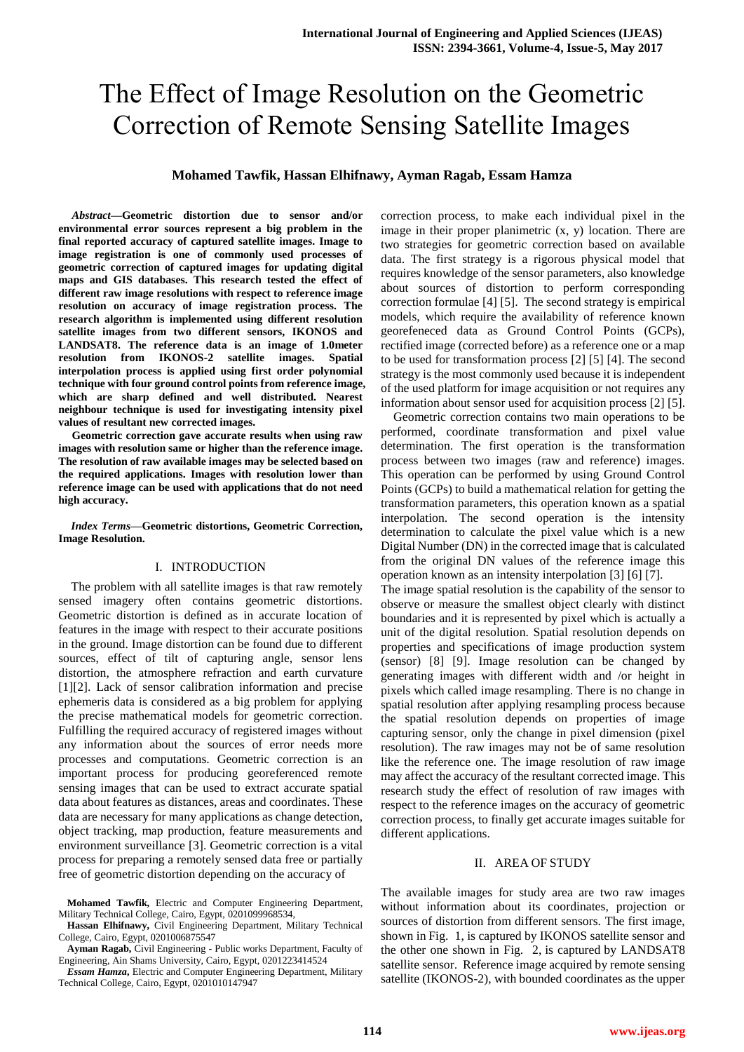# The Effect of Image Resolution on the Geometric Correction of Remote Sensing Satellite Images

**Mohamed Tawfik, Hassan Elhifnawy, Ayman Ragab, Essam Hamza**

***Abstract*—Geometric distortion due to sensor and/or environmental error sources represent a big problem in the final reported accuracy of captured satellite images. Image to image registration is one of commonly used processes of geometric correction of captured images for updating digital maps and GIS databases. This research tested the effect of different raw image resolutions with respect to reference image resolution on accuracy of image registration process. The research algorithm is implemented using different resolution satellite images from two different sensors, IKONOS and LANDSAT8. The reference data is an image of 1.0meter resolution from IKONOS-2 satellite images. Spatial interpolation process is applied using first order polynomial technique with four ground control points from reference image, which are sharp defined and well distributed. Nearest neighbour technique is used for investigating intensity pixel values of resultant new corrected images.**

**Geometric correction gave accurate results when using raw images with resolution same or higher than the reference image. The resolution of raw available images may be selected based on the required applications. Images with resolution lower than reference image can be used with applications that do not need high accuracy.**

***Index Terms*—Geometric distortions, Geometric Correction, Image Resolution.**

## I. INTRODUCTION

The problem with all satellite images is that raw remotely sensed imagery often contains geometric distortions. Geometric distortion is defined as in accurate location of features in the image with respect to their accurate positions in the ground. Image distortion can be found due to different sources, effect of tilt of capturing angle, sensor lens distortion, the atmosphere refraction and earth curvature [1][2]. Lack of sensor calibration information and precise ephemeris data is considered as a big problem for applying the precise mathematical models for geometric correction. Fulfilling the required accuracy of registered images without any information about the sources of error needs more processes and computations. Geometric correction is an important process for producing georeferenced remote sensing images that can be used to extract accurate spatial data about features as distances, areas and coordinates. These data are necessary for many applications as change detection, object tracking, map production, feature measurements and environment surveillance [3]. Geometric correction is a vital process for preparing a remotely sensed data free or partially free of geometric distortion depending on the accuracy of correction process, to make each individual pixel in the image in their proper planimetric (x, y) location. There are two strategies for geometric correction based on available data. The first strategy is a rigorous physical model that requires knowledge of the sensor parameters, also knowledge about sources of distortion to perform corresponding correction formulae [4] [5]. The second strategy is empirical models, which require the availability of reference known georefeneced data as Ground Control Points (GCPs), rectified image (corrected before) as a reference one or a map to be used for transformation process [2] [5] [4]. The second strategy is the most commonly used because it is independent of the used platform for image acquisition or not requires any information about sensor used for acquisition process [2] [5].

Geometric correction contains two main operations to be performed, coordinate transformation and pixel value determination. The first operation is the transformation process between two images (raw and reference) images. This operation can be performed by using Ground Control Points (GCPs) to build a mathematical relation for getting the transformation parameters, this operation known as a spatial interpolation. The second operation is the intensity determination to calculate the pixel value which is a new Digital Number (DN) in the corrected image that is calculated from the original DN values of the reference image this operation known as an intensity interpolation [3] [6] [7].

The image spatial resolution is the capability of the sensor to observe or measure the smallest object clearly with distinct boundaries and it is represented by pixel which is actually a unit of the digital resolution. Spatial resolution depends on properties and specifications of image production system (sensor) [8] [9]. Image resolution can be changed by generating images with different width and /or height in pixels which called image resampling. There is no change in spatial resolution after applying resampling process because the spatial resolution depends on properties of image capturing sensor, only the change in pixel dimension (pixel resolution). The raw images may not be of same resolution like the reference one. The image resolution of raw image may affect the accuracy of the resultant corrected image. This research study the effect of resolution of raw images with respect to the reference images on the accuracy of geometric correction process, to finally get accurate images suitable for different applications.

## II. AREA OF STUDY

The available images for study area are two raw images without information about its coordinates, projection or sources of distortion from different sensors. The first image, shown in Fig. 1, is captured by IKONOS satellite sensor and the other one shown in Fig. 2, is captured by LANDSAT8 satellite sensor. Reference image acquired by remote sensing satellite (IKONOS-2), with bounded coordinates as the upper

**Mohamed Tawfik,** Electric and Computer Engineering Department, Military Technical College, Cairo, Egypt, 0201099968534,

**Hassan Elhifnawy,** Civil Engineering Department, Military Technical College, Cairo, Egypt, 0201006875547

**Ayman Ragab,** Civil Engineering - Public works Department, Faculty of Engineering, Ain Shams University, Cairo, Egypt, 0201223414524

***Essam Hamza***, Electric and Computer Engineering Department, Military Technical College, Cairo, Egypt, 0201010147947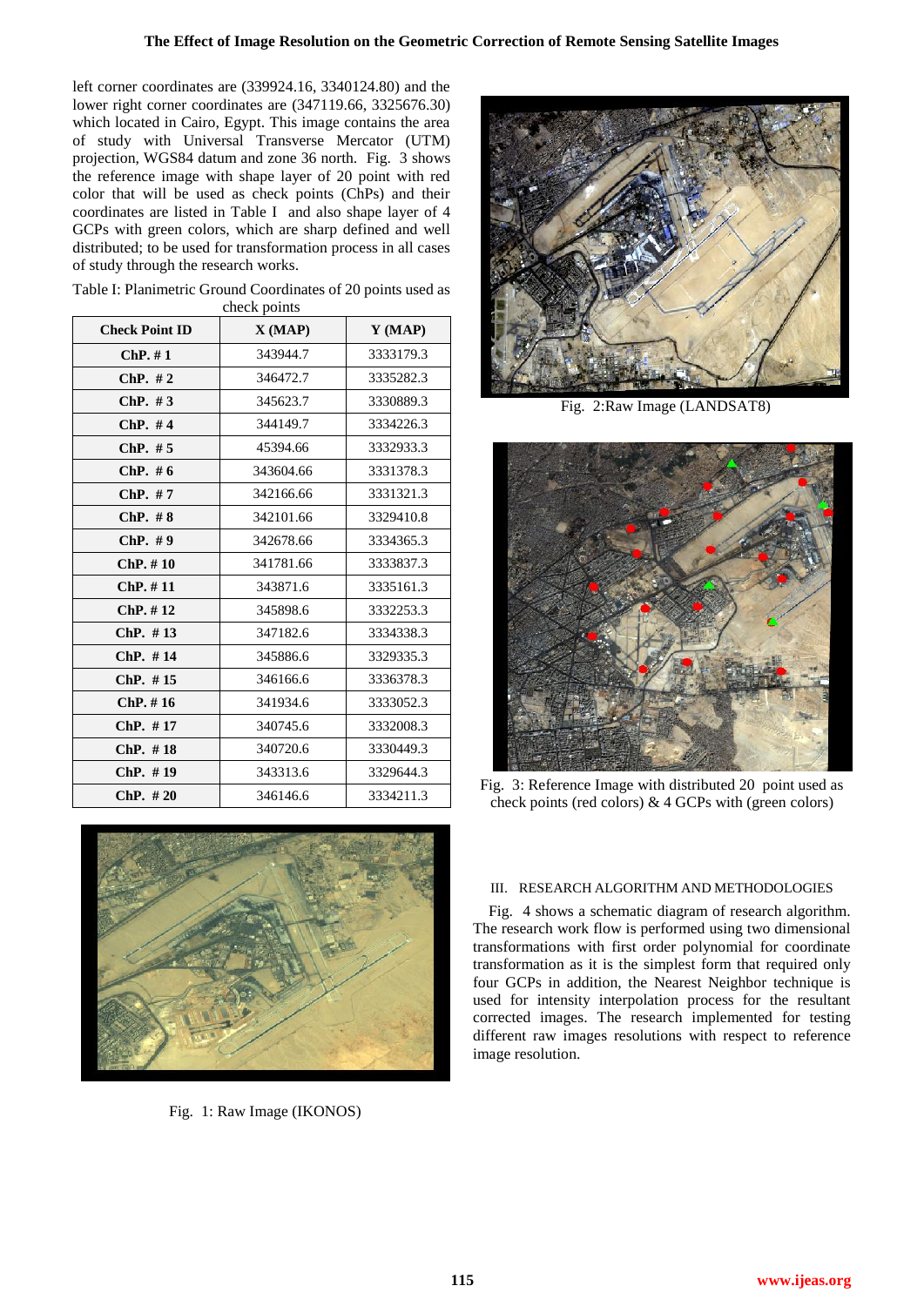left corner coordinates are (339924.16, 3340124.80) and the lower right corner coordinates are (347119.66, 3325676.30) which located in Cairo, Egypt. This image contains the area of study with Universal Transverse Mercator (UTM) projection, WGS84 datum and zone 36 north. Fig. 3 shows the reference image with shape layer of 20 point with red color that will be used as check points (ChPs) and their coordinates are listed in Table I and also shape layer of 4 GCPs with green colors, which are sharp defined and well distributed; to be used for transformation process in all cases of study through the research works.

Table I: Planimetric Ground Coordinates of 20 points used as check points

| Check Point ID | X (MAP) | Y (MAP) |
|---|---|---|
| ChP. # 1 | 343944.7 | 3333179.3 |
| ChP. # 2 | 346472.7 | 3335282.3 |
| ChP. # 3 | 345623.7 | 3330889.3 |
| ChP. # 4 | 344149.7 | 3334226.3 |
| ChP. # 5 | 45394.66 | 3332933.3 |
| ChP. # 6 | 343604.66 | 3331378.3 |
| ChP. # 7 | 342166.66 | 3331321.3 |
| ChP. # 8 | 342101.66 | 3329410.8 |
| ChP. # 9 | 342678.66 | 3334365.3 |
| ChP. # 10 | 341781.66 | 3333837.3 |
| ChP. # 11 | 343871.6 | 3335161.3 |
| ChP. # 12 | 345898.6 | 3332253.3 |
| ChP. # 13 | 347182.6 | 3334338.3 |
| ChP. # 14 | 345886.6 | 3329335.3 |
| ChP. # 15 | 346166.6 | 3336378.3 |
| ChP. # 16 | 341934.6 | 3333052.3 |
| ChP. # 17 | 340745.6 | 3332008.3 |
| ChP. # 18 | 340720.6 | 3330449.3 |
| ChP. # 19 | 343313.6 | 3329644.3 |
| ChP. # 20 | 346146.6 | 3334211.3 |

Fig. 1: Raw Image (IKONOS)

Fig. 2:Raw Image (LANDSAT8)

Fig. 3: Reference Image with distributed 20 point used as check points (red colors) & 4 GCPs with (green colors)

## III. RESEARCH ALGORITHM AND METHODOLOGIES

Fig. 4 shows a schematic diagram of research algorithm. The research work flow is performed using two dimensional transformations with first order polynomial for coordinate transformation as it is the simplest form that required only four GCPs in addition, the Nearest Neighbor technique is used for intensity interpolation process for the resultant corrected images. The research implemented for testing different raw images resolutions with respect to reference image resolution.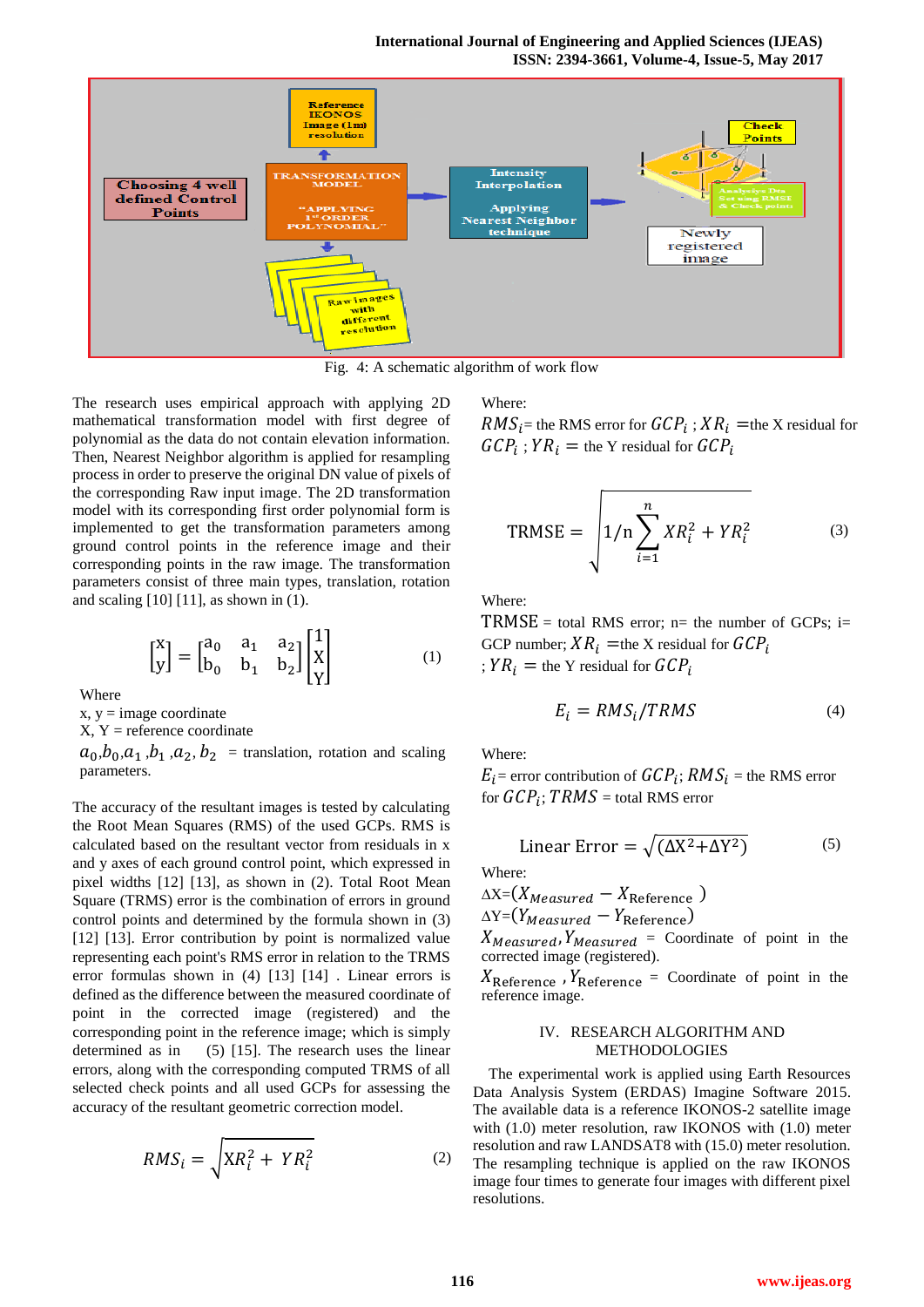Fig. 4: A schematic algorithm of work flow

The research uses empirical approach with applying 2D mathematical transformation model with first degree of polynomial as the data do not contain elevation information. Then, Nearest Neighbor algorithm is applied for resampling process in order to preserve the original DN value of pixels of the corresponding Raw input image. The 2D transformation model with its corresponding first order polynomial form is implemented to get the transformation parameters among ground control points in the reference image and their corresponding points in the raw image. The transformation parameters consist of three main types, translation, rotation and scaling [10] [11], as shown in (1).

$$\begin{bmatrix} x \\ y \end{bmatrix} = \begin{bmatrix} a_0 & a_1 & a_2 \\ b_0 & b_1 & b_2 \end{bmatrix} \begin{bmatrix} 1 \\ X \\ Y \end{bmatrix} \tag{1}$$

Where

x, y = image coordinate

X, Y = reference coordinate

$a_0, b_0, a_1, b_1, a_2, b_2$ = translation, rotation and scaling parameters.

The accuracy of the resultant images is tested by calculating the Root Mean Squares (RMS) of the used GCPs. RMS is calculated based on the resultant vector from residuals in x and y axes of each ground control point, which expressed in pixel widths [12] [13], as shown in (2). Total Root Mean Square (TRMS) error is the combination of errors in ground control points and determined by the formula shown in (3) [12] [13]. Error contribution by point is normalized value representing each point's RMS error in relation to the TRMS error formulas shown in (4) [13] [14] . Linear errors is defined as the difference between the measured coordinate of point in the corrected image (registered) and the corresponding point in the reference image; which is simply determined as in (5) [15]. The research uses the linear errors, along with the corresponding computed TRMS of all selected check points and all used GCPs for assessing the accuracy of the resultant geometric correction model.

$$RMS_i = \sqrt{XR_i^2 + YR_i^2} \tag{2}$$

Where:

$RMS_i$= the RMS error for $GCP_i$ ; $XR_i$ =the X residual for $GCP_i$ ; $YR_i$ = the Y residual for $GCP_i$

$$\text{TRMSE} = \sqrt{1/n \sum_{i=1}^{n} XR_i^2 + YR_i^2} \tag{3}$$

Where:

TRMSE = total RMS error; n= the number of GCPs; i= GCP number; $XR_i$ =the X residual for $GCP_i$ ; $YR_i$ = the Y residual for $GCP_i$

$$E_i = RMS_i / TRMS \tag{4}$$

Where:

$E_i$= error contribution of $GCP_i$; $RMS_i$ = the RMS error for $GCP_i$; $TRMS$ = total RMS error

$$\text{Linear Error} = \sqrt{(\Delta X^2 + \Delta Y^2)} \tag{5}$$

Where:

$\Delta X = (X_{Measured} - X_{\text{Reference}})$

$\Delta Y = (Y_{Measured} - Y_{\text{Reference}})$

$X_{Measured}, Y_{Measured}$ = Coordinate of point in the corrected image (registered).

$X_{\text{Reference}}$ , $Y_{\text{Reference}}$ = Coordinate of point in the reference image.

## IV. RESEARCH ALGORITHM AND METHODOLOGIES

The experimental work is applied using Earth Resources Data Analysis System (ERDAS) Imagine Software 2015. The available data is a reference IKONOS-2 satellite image with (1.0) meter resolution, raw IKONOS with (1.0) meter resolution and raw LANDSAT8 with (15.0) meter resolution. The resampling technique is applied on the raw IKONOS image four times to generate four images with different pixel resolutions.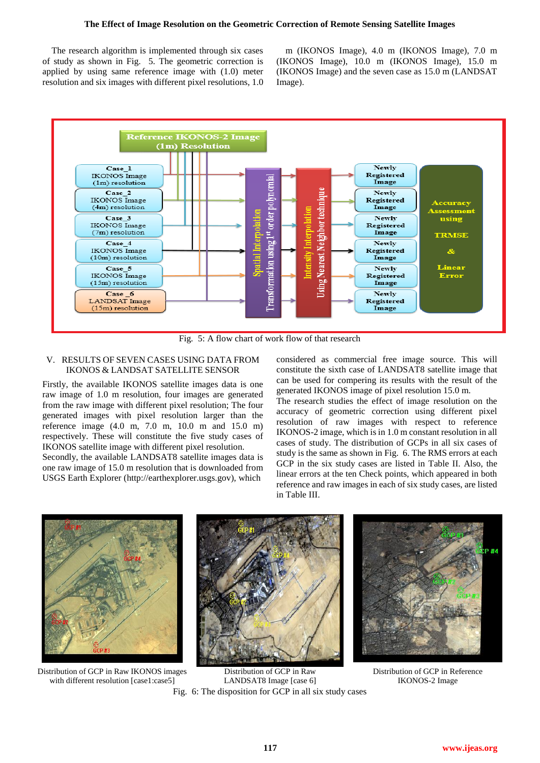The research algorithm is implemented through six cases of study as shown in Fig. 5. The geometric correction is applied by using same reference image with (1.0) meter resolution and six images with different pixel resolutions, 1.0 m (IKONOS Image), 4.0 m (IKONOS Image), 7.0 m (IKONOS Image), 10.0 m (IKONOS Image), 15.0 m (IKONOS Image) and the seven case as 15.0 m (LANDSAT Image).

Fig. 5: A flow chart of work flow of that research

## V. RESULTS OF SEVEN CASES USING DATA FROM IKONOS & LANDSAT SATELLITE SENSOR

Firstly, the available IKONOS satellite images data is one raw image of 1.0 m resolution, four images are generated from the raw image with different pixel resolution; The four generated images with pixel resolution larger than the reference image (4.0 m, 7.0 m, 10.0 m and 15.0 m) respectively. These will constitute the five study cases of IKONOS satellite image with different pixel resolution.

Secondly, the available LANDSAT8 satellite images data is one raw image of 15.0 m resolution that is downloaded from USGS Earth Explorer (http://earthexplorer.usgs.gov), which considered as commercial free image source. This will constitute the sixth case of LANDSAT8 satellite image that can be used for compering its results with the result of the generated IKONOS image of pixel resolution 15.0 m.

The research studies the effect of image resolution on the accuracy of geometric correction using different pixel resolution of raw images with respect to reference IKONOS-2 image, which is in 1.0 m constant resolution in all cases of study. The distribution of GCPs in all six cases of study is the same as shown in Fig. 6. The RMS errors at each GCP in the six study cases are listed in Table II. Also, the linear errors at the ten Check points, which appeared in both reference and raw images in each of six study cases, are listed in Table III.

Distribution of GCP in Raw IKONOS images with different resolution [case1:case5]

Distribution of GCP in Raw LANDSAT8 Image [case 6]

Distribution of GCP in Reference IKONOS-2 Image

Fig. 6: The disposition for GCP in all six study cases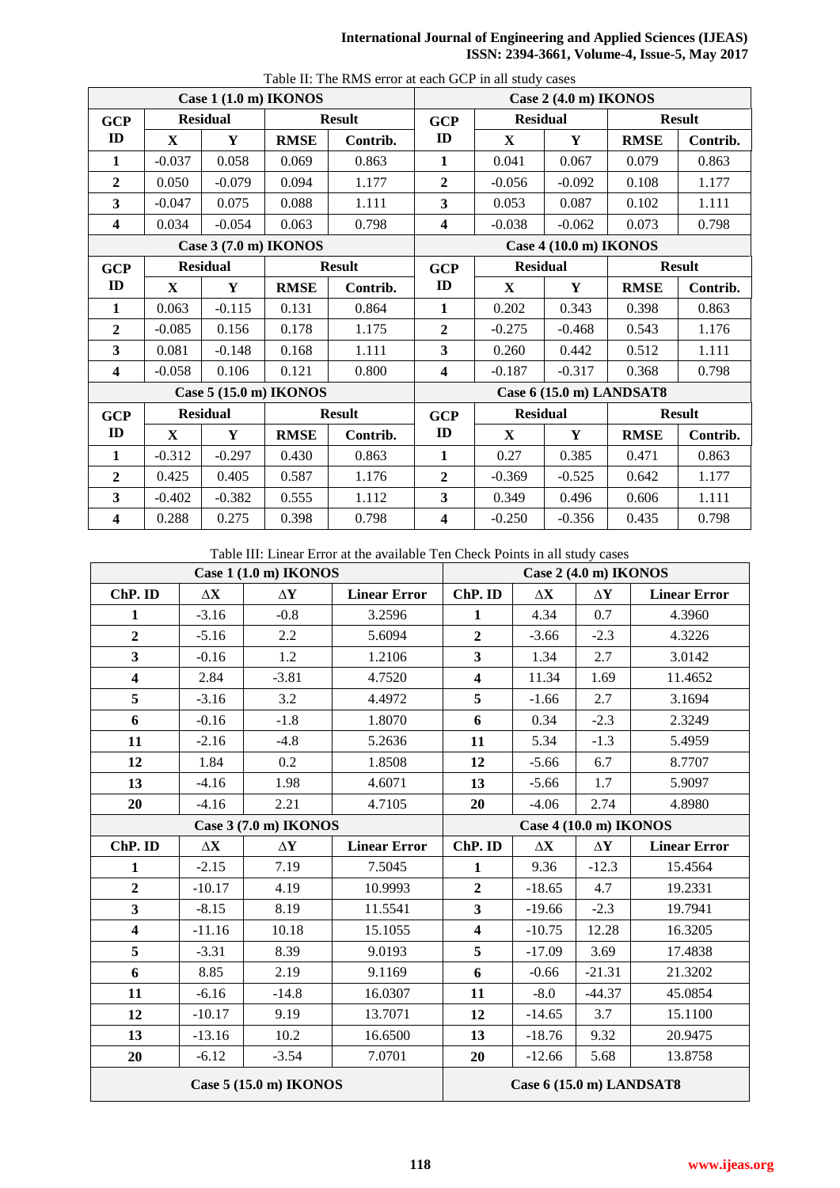Table II: The RMS error at each GCP in all study cases

| Case 1 (1.0 m) IKONOS | | | | | Case 2 (4.0 m) IKONOS | | | | |
|---|---|---|---|---|---|---|---|---|---|
| GCP ID | Residual | | Result | | GCP ID | Residual | | Result | |
| | X | Y | RMSE | Contrib. | | X | Y | RMSE | Contrib. |
| 1 | -0.037 | 0.058 | 0.069 | 0.863 | 1 | 0.041 | 0.067 | 0.079 | 0.863 |
| 2 | 0.050 | -0.079 | 0.094 | 1.177 | 2 | -0.056 | -0.092 | 0.108 | 1.177 |
| 3 | -0.047 | 0.075 | 0.088 | 1.111 | 3 | 0.053 | 0.087 | 0.102 | 1.111 |
| 4 | 0.034 | -0.054 | 0.063 | 0.798 | 4 | -0.038 | -0.062 | 0.073 | 0.798 |
| **Case 3 (7.0 m) IKONOS** | | | | | **Case 4 (10.0 m) IKONOS** | | | | |
| GCP ID | Residual | | Result | | GCP ID | Residual | | Result | |
| | X | Y | RMSE | Contrib. | | X | Y | RMSE | Contrib. |
| 1 | 0.063 | -0.115 | 0.131 | 0.864 | 1 | 0.202 | 0.343 | 0.398 | 0.863 |
| 2 | -0.085 | 0.156 | 0.178 | 1.175 | 2 | -0.275 | -0.468 | 0.543 | 1.176 |
| 3 | 0.081 | -0.148 | 0.168 | 1.111 | 3 | 0.260 | 0.442 | 0.512 | 1.111 |
| 4 | -0.058 | 0.106 | 0.121 | 0.800 | 4 | -0.187 | -0.317 | 0.368 | 0.798 |
| **Case 5 (15.0 m) IKONOS** | | | | | **Case 6 (15.0 m) LANDSAT8** | | | | |
| GCP ID | Residual | | Result | | GCP ID | Residual | | Result | |
| | X | Y | RMSE | Contrib. | | X | Y | RMSE | Contrib. |
| 1 | -0.312 | -0.297 | 0.430 | 0.863 | 1 | 0.27 | 0.385 | 0.471 | 0.863 |
| 2 | 0.425 | 0.405 | 0.587 | 1.176 | 2 | -0.369 | -0.525 | 0.642 | 1.177 |
| 3 | -0.402 | -0.382 | 0.555 | 1.112 | 3 | 0.349 | 0.496 | 0.606 | 1.111 |
| 4 | 0.288 | 0.275 | 0.398 | 0.798 | 4 | -0.250 | -0.356 | 0.435 | 0.798 |

Table III: Linear Error at the available Ten Check Points in all study cases

| Case 1 (1.0 m) IKONOS | | | | Case 2 (4.0 m) IKONOS | | | |
|---|---|---|---|---|---|---|---|
| ChP. ID | ΔX | ΔY | Linear Error | ChP. ID | ΔX | ΔY | Linear Error |
| 1 | -3.16 | -0.8 | 3.2596 | 1 | 4.34 | 0.7 | 4.3960 |
| 2 | -5.16 | 2.2 | 5.6094 | 2 | -3.66 | -2.3 | 4.3226 |
| 3 | -0.16 | 1.2 | 1.2106 | 3 | 1.34 | 2.7 | 3.0142 |
| 4 | 2.84 | -3.81 | 4.7520 | 4 | 11.34 | 1.69 | 11.4652 |
| 5 | -3.16 | 3.2 | 4.4972 | 5 | -1.66 | 2.7 | 3.1694 |
| 6 | -0.16 | -1.8 | 1.8070 | 6 | 0.34 | -2.3 | 2.3249 |
| 11 | -2.16 | -4.8 | 5.2636 | 11 | 5.34 | -1.3 | 5.4959 |
| 12 | 1.84 | 0.2 | 1.8508 | 12 | -5.66 | 6.7 | 8.7707 |
| 13 | -4.16 | 1.98 | 4.6071 | 13 | -5.66 | 1.7 | 5.9097 |
| 20 | -4.16 | 2.21 | 4.7105 | 20 | -4.06 | 2.74 | 4.8980 |
| **Case 3 (7.0 m) IKONOS** | | | | **Case 4 (10.0 m) IKONOS** | | | |
| ChP. ID | ΔX | ΔY | Linear Error | ChP. ID | ΔX | ΔY | Linear Error |
| 1 | -2.15 | 7.19 | 7.5045 | 1 | 9.36 | -12.3 | 15.4564 |
| 2 | -10.17 | 4.19 | 10.9993 | 2 | -18.65 | 4.7 | 19.2331 |
| 3 | -8.15 | 8.19 | 11.5541 | 3 | -19.66 | -2.3 | 19.7941 |
| 4 | -11.16 | 10.18 | 15.1055 | 4 | -10.75 | 12.28 | 16.3205 |
| 5 | -3.31 | 8.39 | 9.0193 | 5 | -17.09 | 3.69 | 17.4838 |
| 6 | 8.85 | 2.19 | 9.1169 | 6 | -0.66 | -21.31 | 21.3202 |
| 11 | -6.16 | -14.8 | 16.0307 | 11 | -8.0 | -44.37 | 45.0854 |
| 12 | -10.17 | 9.19 | 13.7071 | 12 | -14.65 | 3.7 | 15.1100 |
| 13 | -13.16 | 10.2 | 16.6500 | 13 | -18.76 | 9.32 | 20.9475 |
| 20 | -6.12 | -3.54 | 7.0701 | 20 | -12.66 | 5.68 | 13.8758 |
| **Case 5 (15.0 m) IKONOS** | | | | **Case 6 (15.0 m) LANDSAT8** | | | |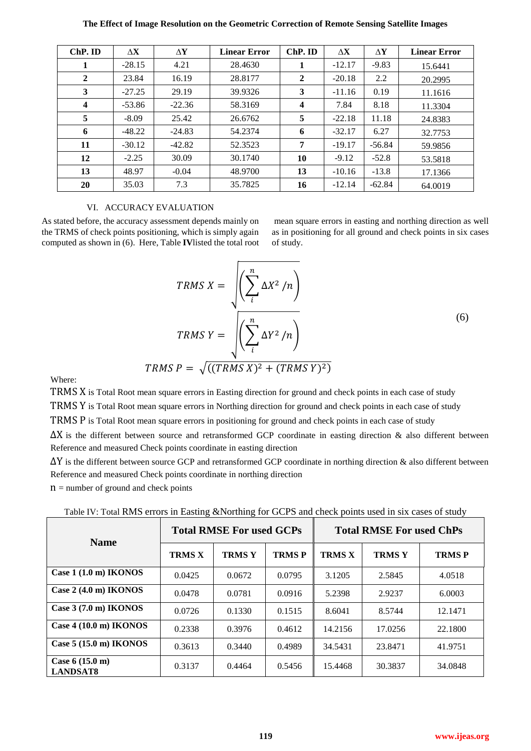| ChP. ID | ΔX | ΔY | Linear Error | ChP. ID | ΔX | ΔY | Linear Error |
|---|---|---|---|---|---|---|---|
| **1** | -28.15 | 4.21 | 28.4630 | **1** | -12.17 | -9.83 | 15.6441 |
| **2** | 23.84 | 16.19 | 28.8177 | **2** | -20.18 | 2.2 | 20.2995 |
| **3** | -27.25 | 29.19 | 39.9326 | **3** | -11.16 | 0.19 | 11.1616 |
| **4** | -53.86 | -22.36 | 58.3169 | **4** | 7.84 | 8.18 | 11.3304 |
| **5** | -8.09 | 25.42 | 26.6762 | **5** | -22.18 | 11.18 | 24.8383 |
| **6** | -48.22 | -24.83 | 54.2374 | **6** | -32.17 | 6.27 | 32.7753 |
| **11** | -30.12 | -42.82 | 52.3523 | **7** | -19.17 | -56.84 | 59.9856 |
| **12** | -2.25 | 30.09 | 30.1740 | **10** | -9.12 | -52.8 | 53.5818 |
| **13** | 48.97 | -0.04 | 48.9700 | **13** | -10.16 | -13.8 | 17.1366 |
| **20** | 35.03 | 7.3 | 35.7825 | **16** | -12.14 | -62.84 | 64.0019 |

## VI. ACCURACY EVALUATION

As stated before, the accuracy assessment depends mainly on the TRMS of check points positioning, which is simply again computed as shown in (6). Here, Table **IV** listed the total root mean square errors in easting and northing direction as well as in positioning for all ground and check points in six cases of study.

$$TRMS\ X = \sqrt{\left(\sum_{i}^{n} \Delta X^2 / n\right)}$$

$$TRMS\ Y = \sqrt{\left(\sum_{i}^{n} \Delta Y^2 / n\right)} \qquad (6)$$

$$TRMS\ P = \sqrt{((TRMS\ X)^2 + (TRMS\ Y)^2)}$$

Where:

TRMS X is Total Root mean square errors in Easting direction for ground and check points in each case of study

TRMS Y is Total Root mean square errors in Northing direction for ground and check points in each case of study

TRMS P is Total Root mean square errors in positioning for ground and check points in each case of study

$\Delta X$ is the different between source and retransformed GCP coordinate in easting direction & also different between Reference and measured Check points coordinate in easting direction

$\Delta Y$ is the different between source GCP and retransformed GCP coordinate in northing direction & also different between Reference and measured Check points coordinate in northing direction

$n$ = number of ground and check points

Table IV: Total RMS errors in Easting &Northing for GCPS and check points used in six cases of study

| Name | Total RMSE For used GCPs | | | Total RMSE For used ChPs | | |
|---|---|---|---|---|---|---|
| | **TRMS X** | **TRMS Y** | **TRMS P** | **TRMS X** | **TRMS Y** | **TRMS P** |
| **Case 1 (1.0 m) IKONOS** | 0.0425 | 0.0672 | 0.0795 | 3.1205 | 2.5845 | 4.0518 |
| **Case 2 (4.0 m) IKONOS** | 0.0478 | 0.0781 | 0.0916 | 5.2398 | 2.9237 | 6.0003 |
| **Case 3 (7.0 m) IKONOS** | 0.0726 | 0.1330 | 0.1515 | 8.6041 | 8.5744 | 12.1471 |
| **Case 4 (10.0 m) IKONOS** | 0.2338 | 0.3976 | 0.4612 | 14.2156 | 17.0256 | 22.1800 |
| **Case 5 (15.0 m) IKONOS** | 0.3613 | 0.3440 | 0.4989 | 34.5431 | 23.8471 | 41.9751 |
| **Case 6 (15.0 m) LANDSAT8** | 0.3137 | 0.4464 | 0.5456 | 15.4468 | 30.3837 | 34.0848 |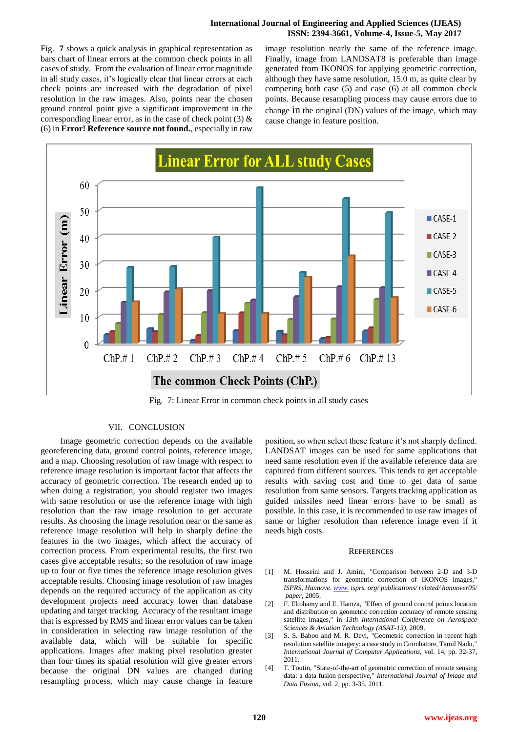Fig. **7** shows a quick analysis in graphical representation as bars chart of linear errors at the common check points in all cases of study. From the evaluation of linear error magnitude in all study cases, it's logically clear that linear errors at each check points are increased with the degradation of pixel resolution in the raw images. Also, points near the chosen ground control point give a significant improvement in the corresponding linear error, as in the case of check point (3) & (6) in **Error! Reference source not found.**, especially in raw image resolution nearly the same of the reference image. Finally, image from LANDSAT8 is preferable than image generated from IKONOS for applying geometric correction, although they have same resolution, 15.0 m, as quite clear by compering both case (5) and case (6) at all common check points. Because resampling process may cause errors due to change in the original (DN) values of the image, which may cause change in feature position.

Fig. 7: Linear Error in common check points in all study cases

## VII. CONCLUSION

Image geometric correction depends on the available georeferencing data, ground control points, reference image, and a map. Choosing resolution of raw image with respect to reference image resolution is important factor that affects the accuracy of geometric correction. The research ended up to when doing a registration, you should register two images with same resolution or use the reference image with high resolution than the raw image resolution to get accurate results. As choosing the image resolution near or the same as reference image resolution will help in sharply define the features in the two images, which affect the accuracy of correction process. From experimental results, the first two cases give acceptable results; so the resolution of raw image up to four or five times the reference image resolution gives acceptable results. Choosing image resolution of raw images depends on the required accuracy of the application as city development projects need accuracy lower than database updating and target tracking. Accuracy of the resultant image that is expressed by RMS and linear error values can be taken in consideration in selecting raw image resolution of the available data, which will be suitable for specific applications. Images after making pixel resolution greater than four times its spatial resolution will give greater errors because the original DN values are changed during resampling process, which may cause change in feature position, so when select these feature it's not sharply defined. LANDSAT images can be used for same applications that need same resolution even if the available reference data are captured from different sources. This tends to get acceptable results with saving cost and time to get data of same resolution from same sensors. Targets tracking application as guided missiles need linear errors have to be small as possible. In this case, it is recommended to use raw images of same or higher resolution than reference image even if it needs high costs.

## REFERENCES

[1] M. Hosseini and J. Amini, "Comparison between 2-D and 3-D transformations for geometric correction of IKONOS images," *ISPRS, Hannove. www. isprs. org/ publications/ related/ hannover05/ paper*, 2005.

[2] F. Eltohamy and E. Hamza, "Effect of ground control points location and distribution on geometric correction accuracy of remote sensing satellite images," in *13th International Conference on Aerospace Sciences & Aviation Technology (ASAT-13)*, 2009.

[3] S. S. Baboo and M. R. Devi, "Geometric correction in recent high resolution satellite imagery: a case study in Coimbatore, Tamil Nadu," *International Journal of Computer Applications*, vol. 14, pp. 32-37, 2011.

[4] T. Toutin, "State-of-the-art of geometric correction of remote sensing data: a data fusion perspective," *International Journal of Image and Data Fusion*, vol. 2, pp. 3-35, 2011.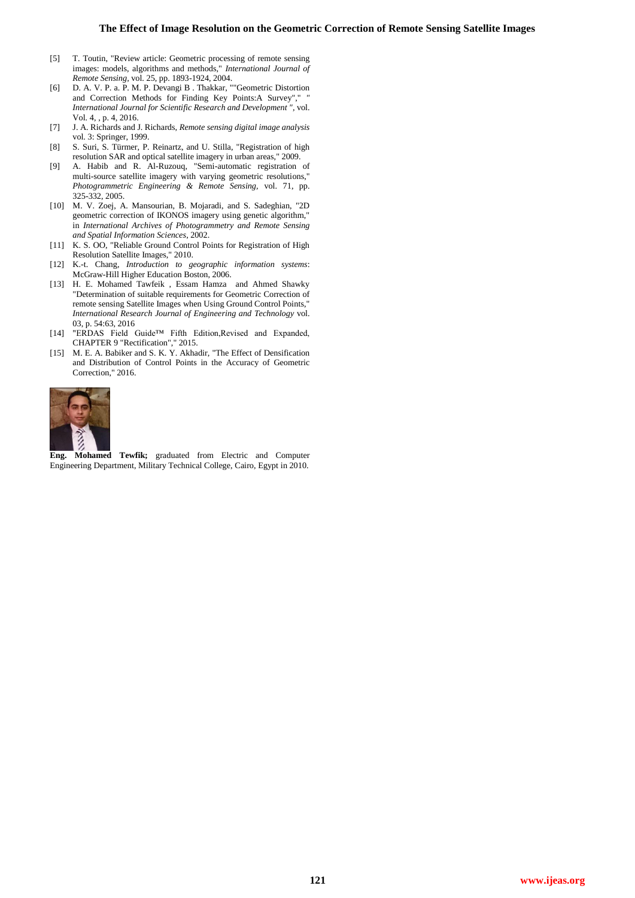[5] T. Toutin, "Review article: Geometric processing of remote sensing images: models, algorithms and methods," *International Journal of Remote Sensing*, vol. 25, pp. 1893-1924, 2004.

[6] D. A. V. P. a. P. M. P. Devangi B . Thakkar, ""Geometric Distortion and Correction Methods for Finding Key Points:A Survey"," *" International Journal for Scientific Research and Development "*, vol. Vol. 4, , p. 4, 2016.

[7] J. A. Richards and J. Richards, *Remote sensing digital image analysis* vol. 3: Springer, 1999.

[8] S. Suri, S. Türmer, P. Reinartz, and U. Stilla, "Registration of high resolution SAR and optical satellite imagery in urban areas," 2009.

[9] A. Habib and R. Al-Ruzouq, "Semi-automatic registration of multi-source satellite imagery with varying geometric resolutions," *Photogrammetric Engineering & Remote Sensing,* vol. 71, pp. 325-332, 2005.

[10] M. V. Zoej, A. Mansourian, B. Mojaradi, and S. Sadeghian, "2D geometric correction of IKONOS imagery using genetic algorithm," in *International Archives of Photogrammetry and Remote Sensing and Spatial Information Sciences*, 2002.

[11] K. S. OO, "Reliable Ground Control Points for Registration of High Resolution Satellite Images," 2010.

[12] K.-t. Chang, *Introduction to geographic information systems*: McGraw-Hill Higher Education Boston, 2006.

[13] H. E. Mohamed Tawfeik , Essam Hamza and Ahmed Shawky "Determination of suitable requirements for Geometric Correction of remote sensing Satellite Images when Using Ground Control Points," *International Research Journal of Engineering and Technology* vol. 03, p. 54:63, 2016

[14] "ERDAS Field Guide™ Fifth Edition,Revised and Expanded, CHAPTER 9 "Rectification"," 2015.

[15] M. E. A. Babiker and S. K. Y. Akhadir, "The Effect of Densification and Distribution of Control Points in the Accuracy of Geometric Correction," 2016.

**Eng. Mohamed Tewfik;** graduated from Electric and Computer Engineering Department, Military Technical College, Cairo, Egypt in 2010.